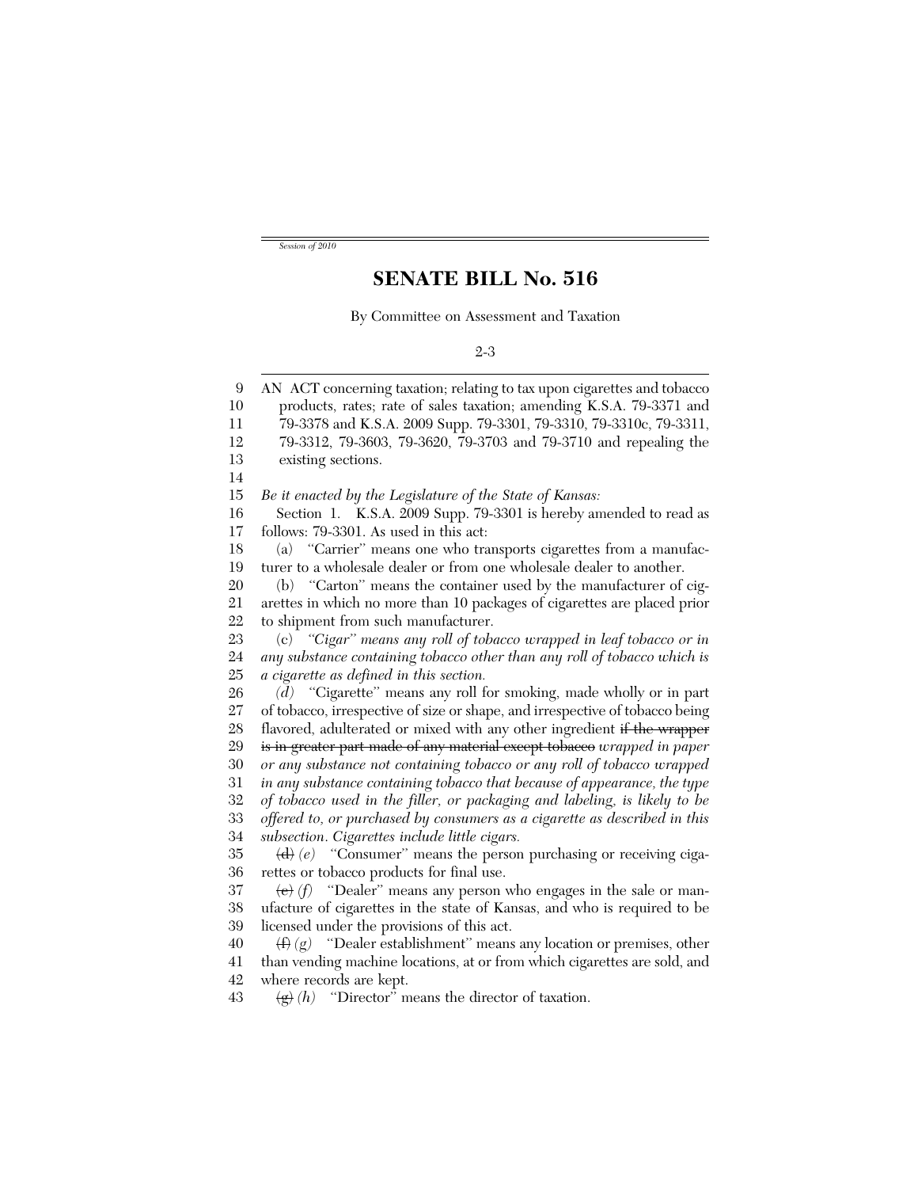Session of 2010

# SENATE BILL No. 516

By Committee on Assessment and Taxation

2-3

AN ACT concerning taxation; relating to tax upon cigarettes and tobacco products, rates; rate of sales taxation; amending K.S.A. 79-3371 and 79-3378 and K.S.A. 2009 Supp. 79-3301, 79-3310, 79-3310c, 79-3311, 79-3312, 79-3603, 79-3620, 79-3703 and 79-3710 and repealing the existing sections.

*Be it enacted by the Legislature of the State of Kansas:*

Section 1. K.S.A. 2009 Supp. 79-3301 is hereby amended to read as follows: 79-3301. As used in this act:

(a) "Carrier" means one who transports cigarettes from a manufacturer to a wholesale dealer or from one wholesale dealer to another.

(b) "Carton" means the container used by the manufacturer of cigarettes in which no more than 10 packages of cigarettes are placed prior to shipment from such manufacturer.

(c) *"Cigar" means any roll of tobacco wrapped in leaf tobacco or in any substance containing tobacco other than any roll of tobacco which is a cigarette as defined in this section.*

*(d)* "Cigarette" means any roll for smoking, made wholly or in part of tobacco, irrespective of size or shape, and irrespective of tobacco being flavored, adulterated or mixed with any other ingredient ~~if the wrapper is in greater part made of any material except tobacco~~ *wrapped in paper or any substance not containing tobacco or any roll of tobacco wrapped in any substance containing tobacco that because of appearance, the type of tobacco used in the filler, or packaging and labeling, is likely to be offered to, or purchased by consumers as a cigarette as described in this subsection. Cigarettes include little cigars.*

~~(d)~~ *(e)* "Consumer" means the person purchasing or receiving cigarettes or tobacco products for final use.

~~(e)~~ *(f)* "Dealer" means any person who engages in the sale or manufacture of cigarettes in the state of Kansas, and who is required to be licensed under the provisions of this act.

~~(f)~~ *(g)* "Dealer establishment" means any location or premises, other than vending machine locations, at or from which cigarettes are sold, and where records are kept.

~~(g)~~ *(h)* "Director" means the director of taxation.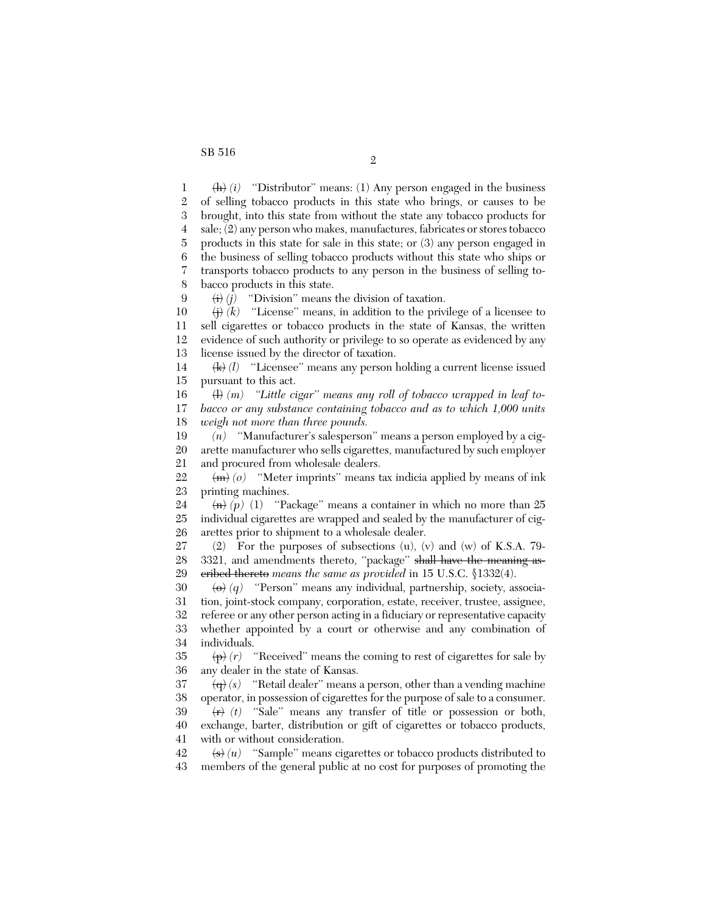~~(h)~~ *(i)* "Distributor" means: (1) Any person engaged in the business of selling tobacco products in this state who brings, or causes to be brought, into this state from without the state any tobacco products for sale; (2) any person who makes, manufactures, fabricates or stores tobacco products in this state for sale in this state; or (3) any person engaged in the business of selling tobacco products without this state who ships or transports tobacco products to any person in the business of selling tobacco products in this state.

~~(i)~~ *(j)* "Division" means the division of taxation.

~~(j)~~ *(k)* "License" means, in addition to the privilege of a licensee to sell cigarettes or tobacco products in the state of Kansas, the written evidence of such authority or privilege to so operate as evidenced by any license issued by the director of taxation.

~~(k)~~ *(l)* "Licensee" means any person holding a current license issued pursuant to this act.

~~(l)~~ *(m) "Little cigar" means any roll of tobacco wrapped in leaf tobacco or any substance containing tobacco and as to which 1,000 units weigh not more than three pounds.*

*(n)* "Manufacturer's salesperson" means a person employed by a cigarette manufacturer who sells cigarettes, manufactured by such employer and procured from wholesale dealers.

~~(m)~~ *(o)* "Meter imprints" means tax indicia applied by means of ink printing machines.

~~(n)~~ *(p)* (1) "Package" means a container in which no more than 25 individual cigarettes are wrapped and sealed by the manufacturer of cigarettes prior to shipment to a wholesale dealer.

(2) For the purposes of subsections (u), (v) and (w) of K.S.A. 79-3321, and amendments thereto, "package" ~~shall have the meaning ascribed thereto~~ *means the same as provided* in 15 U.S.C. §1332(4).

~~(o)~~ *(q)* "Person" means any individual, partnership, society, association, joint-stock company, corporation, estate, receiver, trustee, assignee, referee or any other person acting in a fiduciary or representative capacity whether appointed by a court or otherwise and any combination of individuals.

~~(p)~~ *(r)* "Received" means the coming to rest of cigarettes for sale by any dealer in the state of Kansas.

~~(q)~~ *(s)* "Retail dealer" means a person, other than a vending machine operator, in possession of cigarettes for the purpose of sale to a consumer.

~~(r)~~ *(t)* "Sale" means any transfer of title or possession or both, exchange, barter, distribution or gift of cigarettes or tobacco products, with or without consideration.

~~(s)~~ *(u)* "Sample" means cigarettes or tobacco products distributed to members of the general public at no cost for purposes of promoting the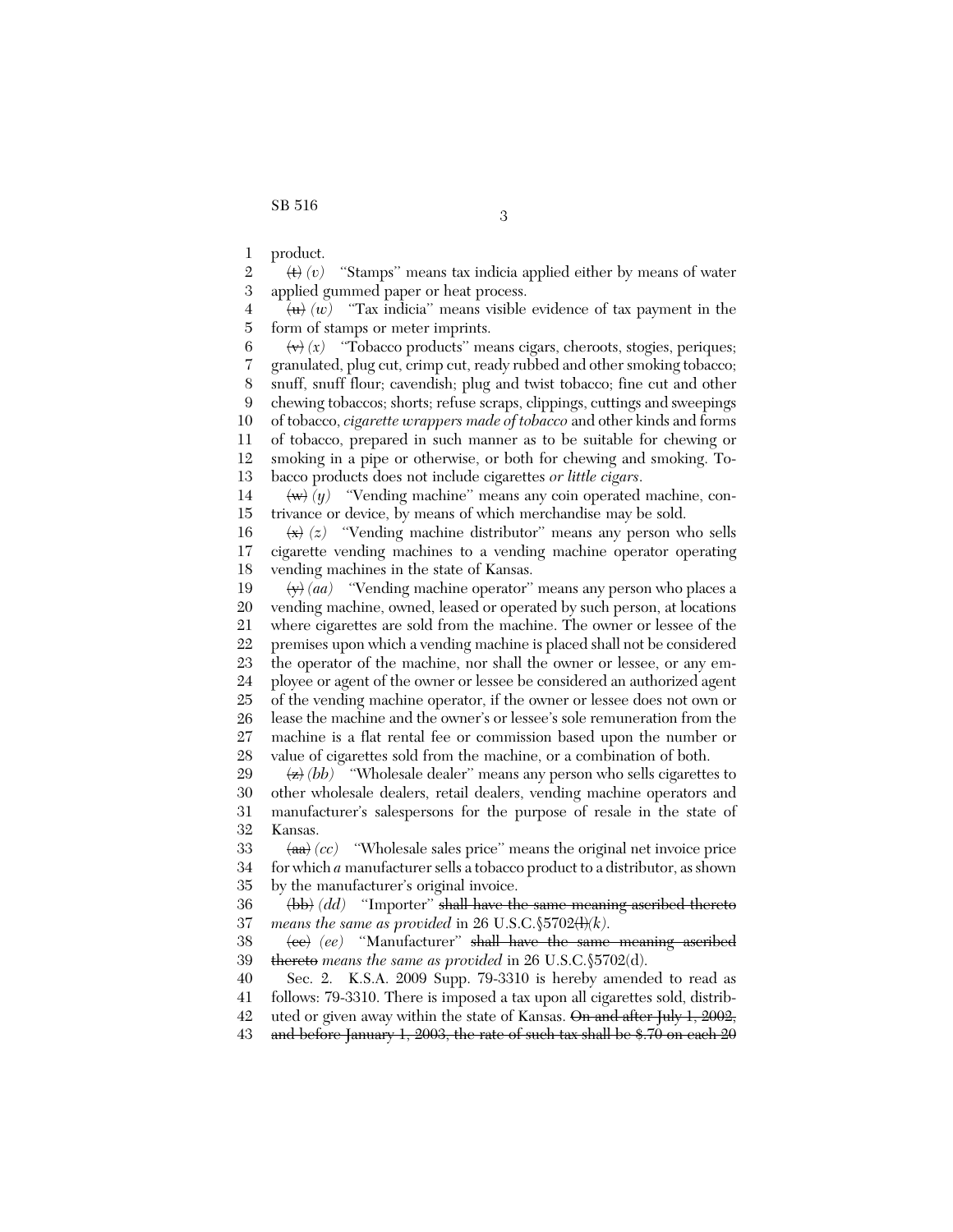product.

~~(t)~~ *(v)* "Stamps" means tax indicia applied either by means of water applied gummed paper or heat process.

~~(u)~~ *(w)* "Tax indicia" means visible evidence of tax payment in the form of stamps or meter imprints.

~~(v)~~ *(x)* "Tobacco products" means cigars, cheroots, stogies, periques; granulated, plug cut, crimp cut, ready rubbed and other smoking tobacco; snuff, snuff flour; cavendish; plug and twist tobacco; fine cut and other chewing tobaccos; shorts; refuse scraps, clippings, cuttings and sweepings of tobacco, *cigarette wrappers made of tobacco* and other kinds and forms of tobacco, prepared in such manner as to be suitable for chewing or smoking in a pipe or otherwise, or both for chewing and smoking. Tobacco products does not include cigarettes *or little cigars*.

~~(w)~~ *(y)* "Vending machine" means any coin operated machine, contrivance or device, by means of which merchandise may be sold.

~~(x)~~ *(z)* "Vending machine distributor" means any person who sells cigarette vending machines to a vending machine operator operating vending machines in the state of Kansas.

~~(y)~~ *(aa)* "Vending machine operator" means any person who places a vending machine, owned, leased or operated by such person, at locations where cigarettes are sold from the machine. The owner or lessee of the premises upon which a vending machine is placed shall not be considered the operator of the machine, nor shall the owner or lessee, or any employee or agent of the owner or lessee be considered an authorized agent of the vending machine operator, if the owner or lessee does not own or lease the machine and the owner's or lessee's sole remuneration from the machine is a flat rental fee or commission based upon the number or value of cigarettes sold from the machine, or a combination of both.

~~(z)~~ *(bb)* "Wholesale dealer" means any person who sells cigarettes to other wholesale dealers, retail dealers, vending machine operators and manufacturer's salespersons for the purpose of resale in the state of Kansas.

~~(aa)~~ *(cc)* "Wholesale sales price" means the original net invoice price for which *a* manufacturer sells a tobacco product to a distributor, as shown by the manufacturer's original invoice.

~~(bb)~~ *(dd)* "Importer" ~~shall have the same meaning ascribed thereto~~ *means the same as provided* in 26 U.S.C.§5702~~(l)~~*(k)*.

~~(cc)~~ *(ee)* "Manufacturer" ~~shall have the same meaning ascribed thereto~~ *means the same as provided* in 26 U.S.C.§5702(d).

Sec. 2. K.S.A. 2009 Supp. 79-3310 is hereby amended to read as follows: 79-3310. There is imposed a tax upon all cigarettes sold, distributed or given away within the state of Kansas. ~~On and after July 1, 2002, and before January 1, 2003, the rate of such tax shall be $.70 on each 20~~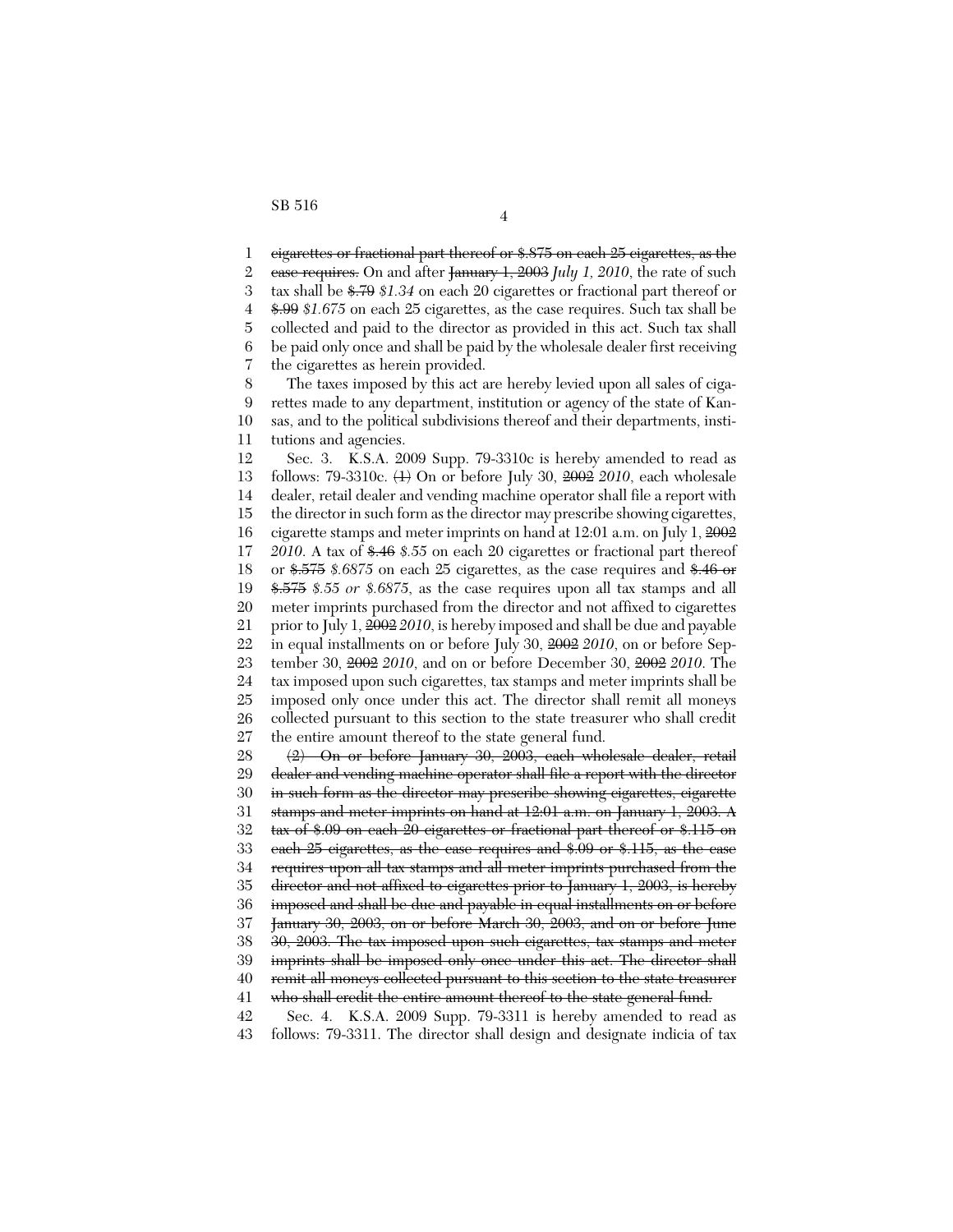~~cigarettes or fractional part thereof or $.875 on each 25 cigarettes, as the case requires.~~ On and after ~~January 1, 2003~~ *July 1, 2010*, the rate of such tax shall be ~~$.79~~ *$1.34* on each 20 cigarettes or fractional part thereof or ~~$.99~~ *$1.675* on each 25 cigarettes, as the case requires. Such tax shall be collected and paid to the director as provided in this act. Such tax shall be paid only once and shall be paid by the wholesale dealer first receiving the cigarettes as herein provided.

The taxes imposed by this act are hereby levied upon all sales of cigarettes made to any department, institution or agency of the state of Kansas, and to the political subdivisions thereof and their departments, institutions and agencies.

Sec. 3. K.S.A. 2009 Supp. 79-3310c is hereby amended to read as follows: 79-3310c. ~~(1)~~ On or before July 30, ~~2002~~ *2010*, each wholesale dealer, retail dealer and vending machine operator shall file a report with the director in such form as the director may prescribe showing cigarettes, cigarette stamps and meter imprints on hand at 12:01 a.m. on July 1, ~~2002~~ *2010*. A tax of ~~$.46~~ *$.55* on each 20 cigarettes or fractional part thereof or ~~$.575~~ *$.6875* on each 25 cigarettes, as the case requires and ~~$.46 or $.575~~ *$.55 or $.6875*, as the case requires upon all tax stamps and all meter imprints purchased from the director and not affixed to cigarettes prior to July 1, ~~2002~~ *2010*, is hereby imposed and shall be due and payable in equal installments on or before July 30, ~~2002~~ *2010*, on or before September 30, ~~2002~~ *2010*, and on or before December 30, ~~2002~~ *2010*. The tax imposed upon such cigarettes, tax stamps and meter imprints shall be imposed only once under this act. The director shall remit all moneys collected pursuant to this section to the state treasurer who shall credit the entire amount thereof to the state general fund.

~~(2) On or before January 30, 2003, each wholesale dealer, retail dealer and vending machine operator shall file a report with the director in such form as the director may prescribe showing cigarettes, cigarette stamps and meter imprints on hand at 12:01 a.m. on January 1, 2003. A tax of $.09 on each 20 cigarettes or fractional part thereof or $.115 on each 25 cigarettes, as the case requires and $.09 or $.115, as the case requires upon all tax stamps and all meter imprints purchased from the director and not affixed to cigarettes prior to January 1, 2003, is hereby imposed and shall be due and payable in equal installments on or before January 30, 2003, on or before March 30, 2003, and on or before June 30, 2003. The tax imposed upon such cigarettes, tax stamps and meter imprints shall be imposed only once under this act. The director shall remit all moneys collected pursuant to this section to the state treasurer who shall credit the entire amount thereof to the state general fund.~~

Sec. 4. K.S.A. 2009 Supp. 79-3311 is hereby amended to read as follows: 79-3311. The director shall design and designate indicia of tax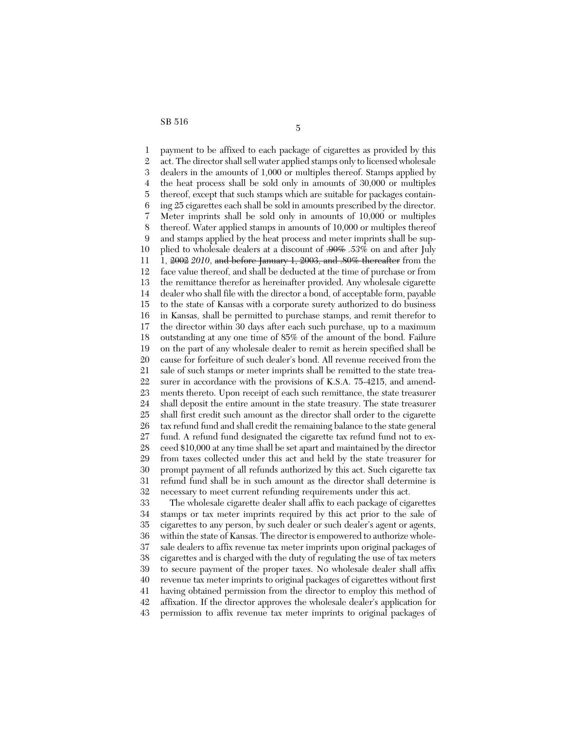payment to be affixed to each package of cigarettes as provided by this act. The director shall sell water applied stamps only to licensed wholesale dealers in the amounts of 1,000 or multiples thereof. Stamps applied by the heat process shall be sold only in amounts of 30,000 or multiples thereof, except that such stamps which are suitable for packages containing 25 cigarettes each shall be sold in amounts prescribed by the director. Meter imprints shall be sold only in amounts of 10,000 or multiples thereof. Water applied stamps in amounts of 10,000 or multiples thereof and stamps applied by the heat process and meter imprints shall be supplied to wholesale dealers at a discount of ~~.90%~~ *.53%* on and after July 1, ~~2002~~ *2010*, ~~and before January 1, 2003, and .80% thereafter~~ from the face value thereof, and shall be deducted at the time of purchase or from the remittance therefor as hereinafter provided. Any wholesale cigarette dealer who shall file with the director a bond, of acceptable form, payable to the state of Kansas with a corporate surety authorized to do business in Kansas, shall be permitted to purchase stamps, and remit therefor to the director within 30 days after each such purchase, up to a maximum outstanding at any one time of 85% of the amount of the bond. Failure on the part of any wholesale dealer to remit as herein specified shall be cause for forfeiture of such dealer's bond. All revenue received from the sale of such stamps or meter imprints shall be remitted to the state treasurer in accordance with the provisions of K.S.A. 75-4215, and amendments thereto. Upon receipt of each such remittance, the state treasurer shall deposit the entire amount in the state treasury. The state treasurer shall first credit such amount as the director shall order to the cigarette tax refund fund and shall credit the remaining balance to the state general fund. A refund fund designated the cigarette tax refund fund not to exceed $10,000 at any time shall be set apart and maintained by the director from taxes collected under this act and held by the state treasurer for prompt payment of all refunds authorized by this act. Such cigarette tax refund fund shall be in such amount as the director shall determine is necessary to meet current refunding requirements under this act.

The wholesale cigarette dealer shall affix to each package of cigarettes stamps or tax meter imprints required by this act prior to the sale of cigarettes to any person, by such dealer or such dealer's agent or agents, within the state of Kansas. The director is empowered to authorize wholesale dealers to affix revenue tax meter imprints upon original packages of cigarettes and is charged with the duty of regulating the use of tax meters to secure payment of the proper taxes. No wholesale dealer shall affix revenue tax meter imprints to original packages of cigarettes without first having obtained permission from the director to employ this method of affixation. If the director approves the wholesale dealer's application for permission to affix revenue tax meter imprints to original packages of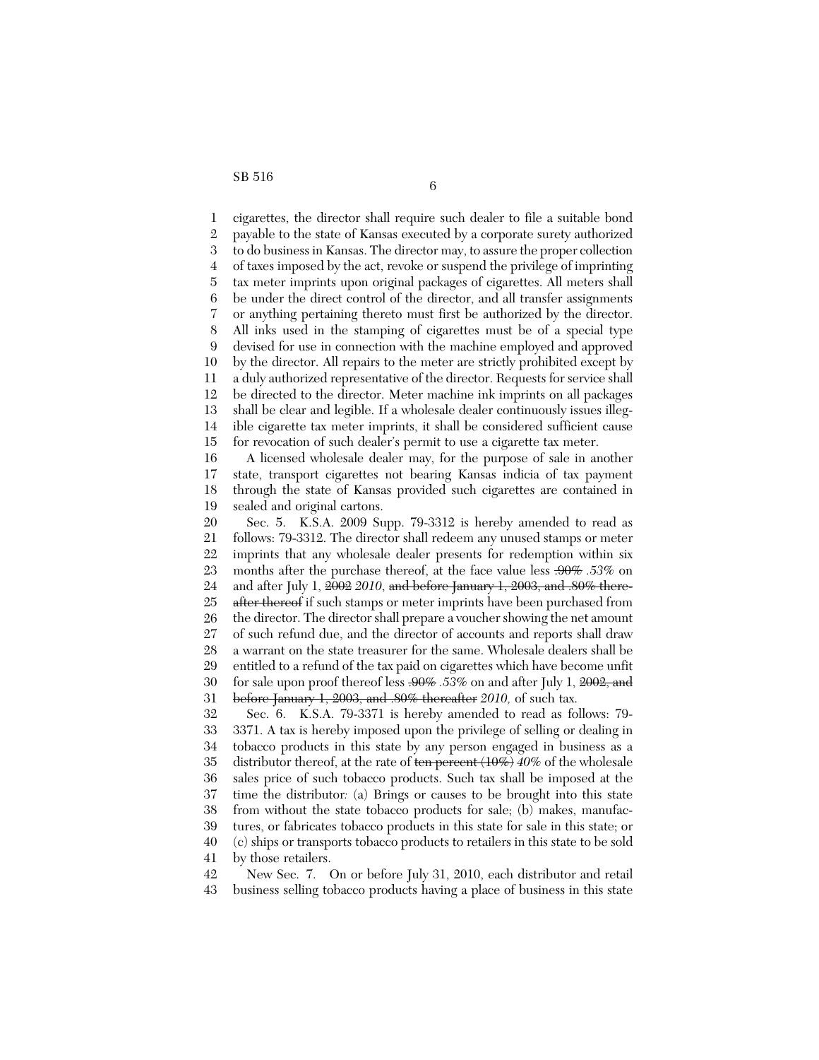cigarettes, the director shall require such dealer to file a suitable bond payable to the state of Kansas executed by a corporate surety authorized to do business in Kansas. The director may, to assure the proper collection of taxes imposed by the act, revoke or suspend the privilege of imprinting tax meter imprints upon original packages of cigarettes. All meters shall be under the direct control of the director, and all transfer assignments or anything pertaining thereto must first be authorized by the director. All inks used in the stamping of cigarettes must be of a special type devised for use in connection with the machine employed and approved by the director. All repairs to the meter are strictly prohibited except by a duly authorized representative of the director. Requests for service shall be directed to the director. Meter machine ink imprints on all packages shall be clear and legible. If a wholesale dealer continuously issues illegible cigarette tax meter imprints, it shall be considered sufficient cause for revocation of such dealer's permit to use a cigarette tax meter.

A licensed wholesale dealer may, for the purpose of sale in another state, transport cigarettes not bearing Kansas indicia of tax payment through the state of Kansas provided such cigarettes are contained in sealed and original cartons.

Sec. 5. K.S.A. 2009 Supp. 79-3312 is hereby amended to read as follows: 79-3312. The director shall redeem any unused stamps or meter imprints that any wholesale dealer presents for redemption within six months after the purchase thereof, at the face value less ~~.90%~~ *.53%* on and after July 1, ~~2002~~ *2010*, ~~and before January 1, 2003, and .80% thereafter thereof~~ if such stamps or meter imprints have been purchased from the director. The director shall prepare a voucher showing the net amount of such refund due, and the director of accounts and reports shall draw a warrant on the state treasurer for the same. Wholesale dealers shall be entitled to a refund of the tax paid on cigarettes which have become unfit for sale upon proof thereof less ~~.90%~~ *.53%* on and after July 1, ~~2002, and before January 1, 2003, and .80% thereafter~~ *2010*, of such tax.

Sec. 6. K.S.A. 79-3371 is hereby amended to read as follows: 79-3371. A tax is hereby imposed upon the privilege of selling or dealing in tobacco products in this state by any person engaged in business as a distributor thereof, at the rate of ~~ten percent (10%)~~ *40%* of the wholesale sales price of such tobacco products. Such tax shall be imposed at the time the distributor*:* (a) Brings or causes to be brought into this state from without the state tobacco products for sale; (b) makes, manufactures, or fabricates tobacco products in this state for sale in this state; or (c) ships or transports tobacco products to retailers in this state to be sold by those retailers.

New Sec. 7. On or before July 31, 2010, each distributor and retail business selling tobacco products having a place of business in this state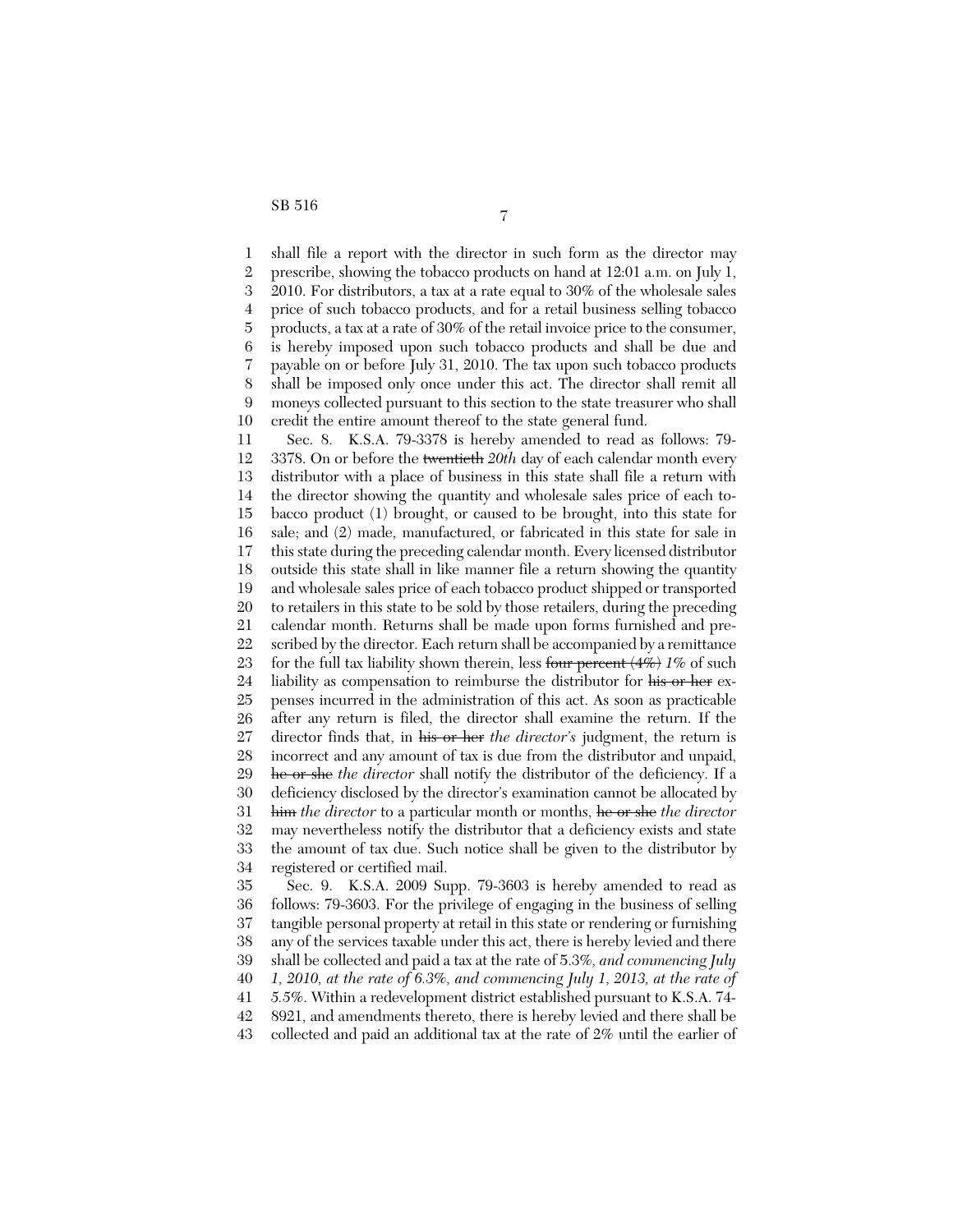shall file a report with the director in such form as the director may prescribe, showing the tobacco products on hand at 12:01 a.m. on July 1, 2010. For distributors, a tax at a rate equal to 30% of the wholesale sales price of such tobacco products, and for a retail business selling tobacco products, a tax at a rate of 30% of the retail invoice price to the consumer, is hereby imposed upon such tobacco products and shall be due and payable on or before July 31, 2010. The tax upon such tobacco products shall be imposed only once under this act. The director shall remit all moneys collected pursuant to this section to the state treasurer who shall credit the entire amount thereof to the state general fund.

Sec. 8. K.S.A. 79-3378 is hereby amended to read as follows: 79-3378. On or before the ~~twentieth~~ *20th* day of each calendar month every distributor with a place of business in this state shall file a return with the director showing the quantity and wholesale sales price of each tobacco product (1) brought, or caused to be brought, into this state for sale; and (2) made, manufactured, or fabricated in this state for sale in this state during the preceding calendar month. Every licensed distributor outside this state shall in like manner file a return showing the quantity and wholesale sales price of each tobacco product shipped or transported to retailers in this state to be sold by those retailers, during the preceding calendar month. Returns shall be made upon forms furnished and prescribed by the director. Each return shall be accompanied by a remittance for the full tax liability shown therein, less ~~four percent (4%)~~ *1%* of such liability as compensation to reimburse the distributor for ~~his or her~~ expenses incurred in the administration of this act. As soon as practicable after any return is filed, the director shall examine the return. If the director finds that, in ~~his or her~~ *the director's* judgment, the return is incorrect and any amount of tax is due from the distributor and unpaid, ~~he or she~~ *the director* shall notify the distributor of the deficiency. If a deficiency disclosed by the director's examination cannot be allocated by ~~him~~ *the director* to a particular month or months, ~~he or she~~ *the director* may nevertheless notify the distributor that a deficiency exists and state the amount of tax due. Such notice shall be given to the distributor by registered or certified mail.

Sec. 9. K.S.A. 2009 Supp. 79-3603 is hereby amended to read as follows: 79-3603. For the privilege of engaging in the business of selling tangible personal property at retail in this state or rendering or furnishing any of the services taxable under this act, there is hereby levied and there shall be collected and paid a tax at the rate of 5.3%*, and commencing July 1, 2010, at the rate of 6.3%, and commencing July 1, 2013, at the rate of 5.5%*. Within a redevelopment district established pursuant to K.S.A. 74-8921, and amendments thereto, there is hereby levied and there shall be collected and paid an additional tax at the rate of 2% until the earlier of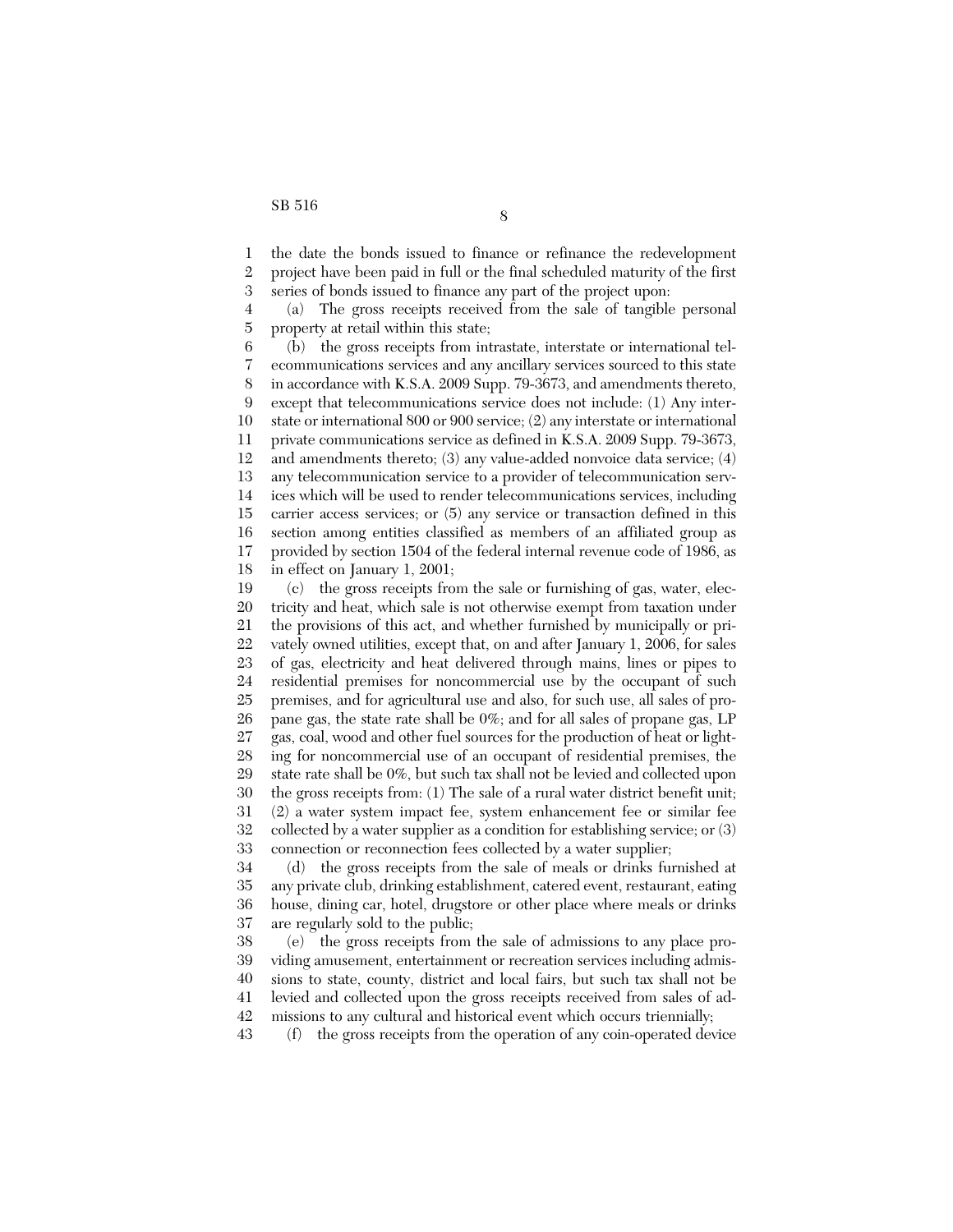the date the bonds issued to finance or refinance the redevelopment project have been paid in full or the final scheduled maturity of the first series of bonds issued to finance any part of the project upon:

(a) The gross receipts received from the sale of tangible personal property at retail within this state;

(b) the gross receipts from intrastate, interstate or international telecommunications services and any ancillary services sourced to this state in accordance with K.S.A. 2009 Supp. 79-3673, and amendments thereto, except that telecommunications service does not include: (1) Any interstate or international 800 or 900 service; (2) any interstate or international private communications service as defined in K.S.A. 2009 Supp. 79-3673, and amendments thereto; (3) any value-added nonvoice data service; (4) any telecommunication service to a provider of telecommunication services which will be used to render telecommunications services, including carrier access services; or (5) any service or transaction defined in this section among entities classified as members of an affiliated group as provided by section 1504 of the federal internal revenue code of 1986, as in effect on January 1, 2001;

(c) the gross receipts from the sale or furnishing of gas, water, electricity and heat, which sale is not otherwise exempt from taxation under the provisions of this act, and whether furnished by municipally or privately owned utilities, except that, on and after January 1, 2006, for sales of gas, electricity and heat delivered through mains, lines or pipes to residential premises for noncommercial use by the occupant of such premises, and for agricultural use and also, for such use, all sales of propane gas, the state rate shall be 0%; and for all sales of propane gas, LP gas, coal, wood and other fuel sources for the production of heat or lighting for noncommercial use of an occupant of residential premises, the state rate shall be 0%, but such tax shall not be levied and collected upon the gross receipts from: (1) The sale of a rural water district benefit unit; (2) a water system impact fee, system enhancement fee or similar fee collected by a water supplier as a condition for establishing service; or (3) connection or reconnection fees collected by a water supplier;

(d) the gross receipts from the sale of meals or drinks furnished at any private club, drinking establishment, catered event, restaurant, eating house, dining car, hotel, drugstore or other place where meals or drinks are regularly sold to the public;

(e) the gross receipts from the sale of admissions to any place providing amusement, entertainment or recreation services including admissions to state, county, district and local fairs, but such tax shall not be levied and collected upon the gross receipts received from sales of admissions to any cultural and historical event which occurs triennially;

(f) the gross receipts from the operation of any coin-operated device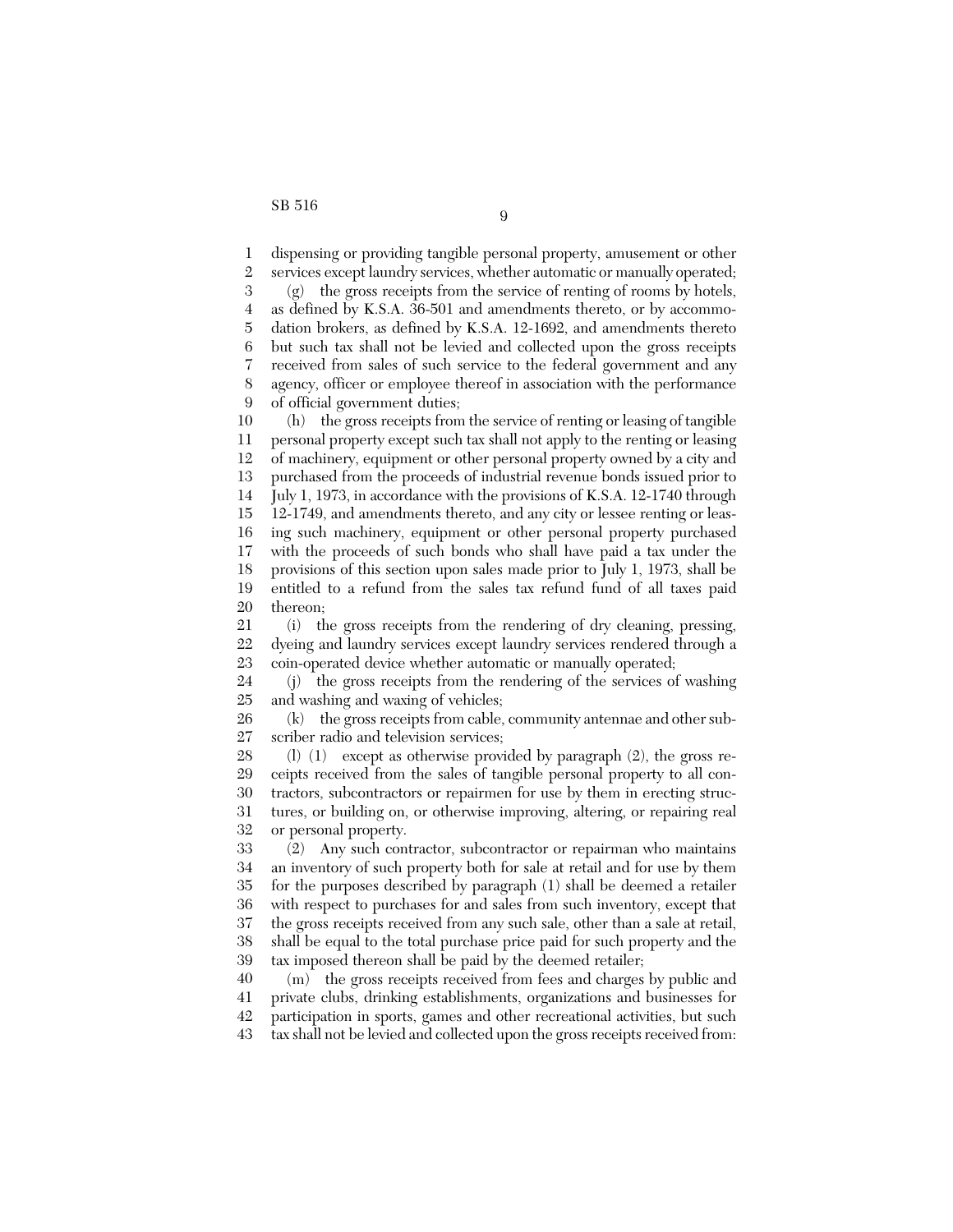dispensing or providing tangible personal property, amusement or other services except laundry services, whether automatic or manually operated;

(g) the gross receipts from the service of renting of rooms by hotels, as defined by K.S.A. 36-501 and amendments thereto, or by accommodation brokers, as defined by K.S.A. 12-1692, and amendments thereto but such tax shall not be levied and collected upon the gross receipts received from sales of such service to the federal government and any agency, officer or employee thereof in association with the performance of official government duties;

(h) the gross receipts from the service of renting or leasing of tangible personal property except such tax shall not apply to the renting or leasing of machinery, equipment or other personal property owned by a city and purchased from the proceeds of industrial revenue bonds issued prior to July 1, 1973, in accordance with the provisions of K.S.A. 12-1740 through 12-1749, and amendments thereto, and any city or lessee renting or leasing such machinery, equipment or other personal property purchased with the proceeds of such bonds who shall have paid a tax under the provisions of this section upon sales made prior to July 1, 1973, shall be entitled to a refund from the sales tax refund fund of all taxes paid thereon;

(i) the gross receipts from the rendering of dry cleaning, pressing, dyeing and laundry services except laundry services rendered through a coin-operated device whether automatic or manually operated;

(j) the gross receipts from the rendering of the services of washing and washing and waxing of vehicles;

(k) the gross receipts from cable, community antennae and other subscriber radio and television services;

(l) (1) except as otherwise provided by paragraph (2), the gross receipts received from the sales of tangible personal property to all contractors, subcontractors or repairmen for use by them in erecting structures, or building on, or otherwise improving, altering, or repairing real or personal property.

(2) Any such contractor, subcontractor or repairman who maintains an inventory of such property both for sale at retail and for use by them for the purposes described by paragraph (1) shall be deemed a retailer with respect to purchases for and sales from such inventory, except that the gross receipts received from any such sale, other than a sale at retail, shall be equal to the total purchase price paid for such property and the tax imposed thereon shall be paid by the deemed retailer;

(m) the gross receipts received from fees and charges by public and private clubs, drinking establishments, organizations and businesses for participation in sports, games and other recreational activities, but such tax shall not be levied and collected upon the gross receipts received from: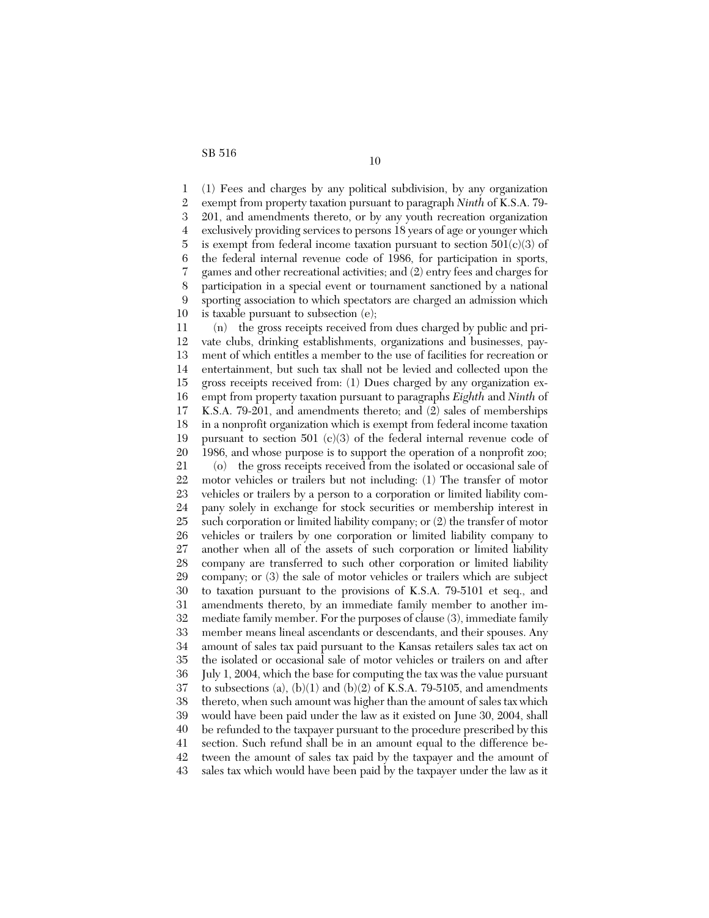(1) Fees and charges by any political subdivision, by any organization exempt from property taxation pursuant to paragraph *Ninth* of K.S.A. 79-201, and amendments thereto, or by any youth recreation organization exclusively providing services to persons 18 years of age or younger which is exempt from federal income taxation pursuant to section 501(c)(3) of the federal internal revenue code of 1986, for participation in sports, games and other recreational activities; and (2) entry fees and charges for participation in a special event or tournament sanctioned by a national sporting association to which spectators are charged an admission which is taxable pursuant to subsection (e);

(n) the gross receipts received from dues charged by public and private clubs, drinking establishments, organizations and businesses, payment of which entitles a member to the use of facilities for recreation or entertainment, but such tax shall not be levied and collected upon the gross receipts received from: (1) Dues charged by any organization exempt from property taxation pursuant to paragraphs *Eighth* and *Ninth* of K.S.A. 79-201, and amendments thereto; and (2) sales of memberships in a nonprofit organization which is exempt from federal income taxation pursuant to section 501 (c)(3) of the federal internal revenue code of 1986, and whose purpose is to support the operation of a nonprofit zoo;

(o) the gross receipts received from the isolated or occasional sale of motor vehicles or trailers but not including: (1) The transfer of motor vehicles or trailers by a person to a corporation or limited liability company solely in exchange for stock securities or membership interest in such corporation or limited liability company; or (2) the transfer of motor vehicles or trailers by one corporation or limited liability company to another when all of the assets of such corporation or limited liability company are transferred to such other corporation or limited liability company; or (3) the sale of motor vehicles or trailers which are subject to taxation pursuant to the provisions of K.S.A. 79-5101 et seq., and amendments thereto, by an immediate family member to another immediate family member. For the purposes of clause (3), immediate family member means lineal ascendants or descendants, and their spouses. Any amount of sales tax paid pursuant to the Kansas retailers sales tax act on the isolated or occasional sale of motor vehicles or trailers on and after July 1, 2004, which the base for computing the tax was the value pursuant to subsections (a), (b)(1) and (b)(2) of K.S.A. 79-5105, and amendments thereto, when such amount was higher than the amount of sales tax which would have been paid under the law as it existed on June 30, 2004, shall be refunded to the taxpayer pursuant to the procedure prescribed by this section. Such refund shall be in an amount equal to the difference between the amount of sales tax paid by the taxpayer and the amount of sales tax which would have been paid by the taxpayer under the law as it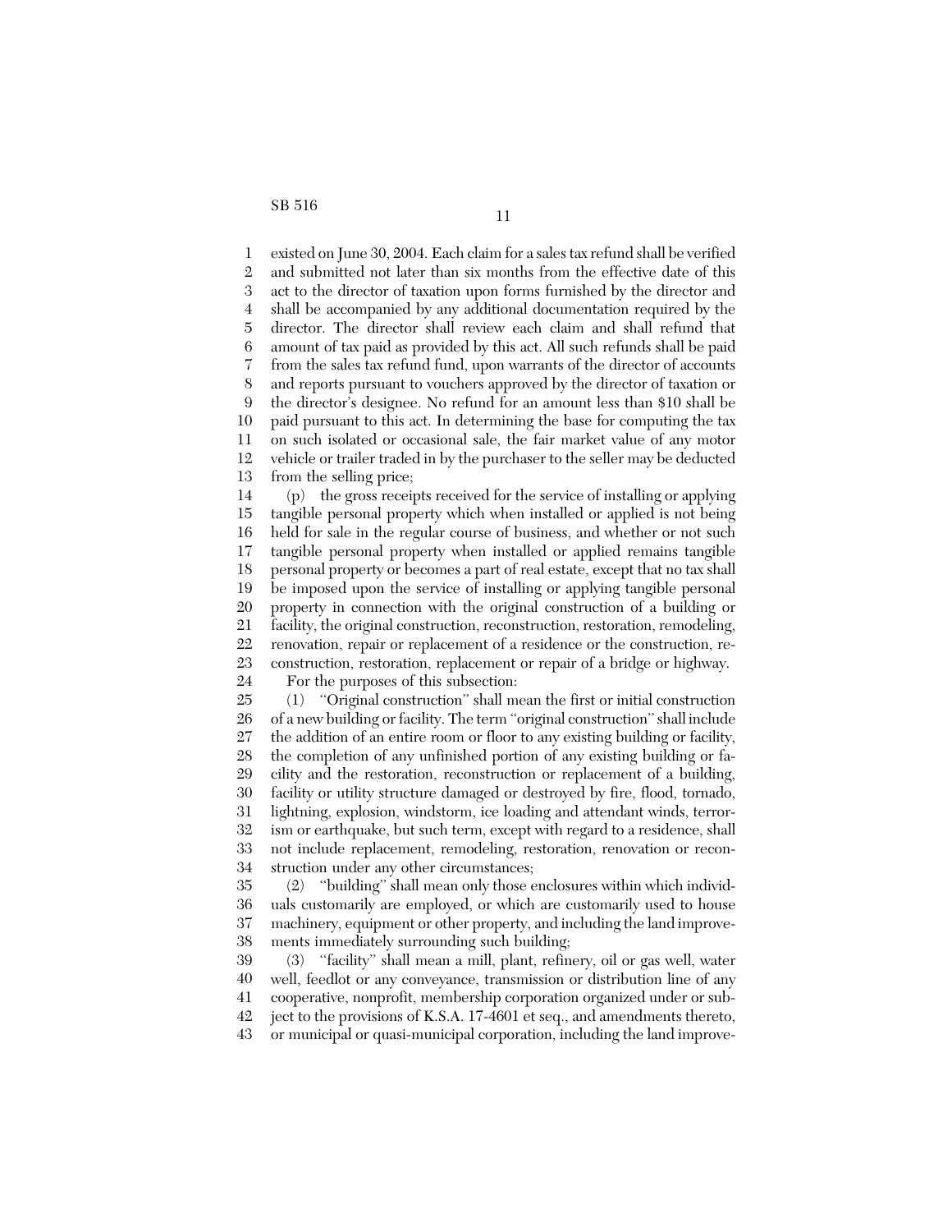existed on June 30, 2004. Each claim for a sales tax refund shall be verified and submitted not later than six months from the effective date of this act to the director of taxation upon forms furnished by the director and shall be accompanied by any additional documentation required by the director. The director shall review each claim and shall refund that amount of tax paid as provided by this act. All such refunds shall be paid from the sales tax refund fund, upon warrants of the director of accounts and reports pursuant to vouchers approved by the director of taxation or the director's designee. No refund for an amount less than $10 shall be paid pursuant to this act. In determining the base for computing the tax on such isolated or occasional sale, the fair market value of any motor vehicle or trailer traded in by the purchaser to the seller may be deducted from the selling price;

(p) the gross receipts received for the service of installing or applying tangible personal property which when installed or applied is not being held for sale in the regular course of business, and whether or not such tangible personal property when installed or applied remains tangible personal property or becomes a part of real estate, except that no tax shall be imposed upon the service of installing or applying tangible personal property in connection with the original construction of a building or facility, the original construction, reconstruction, restoration, remodeling, renovation, repair or replacement of a residence or the construction, reconstruction, restoration, replacement or repair of a bridge or highway.

For the purposes of this subsection:

(1) "Original construction" shall mean the first or initial construction of a new building or facility. The term "original construction" shall include the addition of an entire room or floor to any existing building or facility, the completion of any unfinished portion of any existing building or facility and the restoration, reconstruction or replacement of a building, facility or utility structure damaged or destroyed by fire, flood, tornado, lightning, explosion, windstorm, ice loading and attendant winds, terrorism or earthquake, but such term, except with regard to a residence, shall not include replacement, remodeling, restoration, renovation or reconstruction under any other circumstances;

(2) "building" shall mean only those enclosures within which individuals customarily are employed, or which are customarily used to house machinery, equipment or other property, and including the land improvements immediately surrounding such building;

(3) "facility" shall mean a mill, plant, refinery, oil or gas well, water well, feedlot or any conveyance, transmission or distribution line of any cooperative, nonprofit, membership corporation organized under or subject to the provisions of K.S.A. 17-4601 et seq., and amendments thereto, or municipal or quasi-municipal corporation, including the land improve-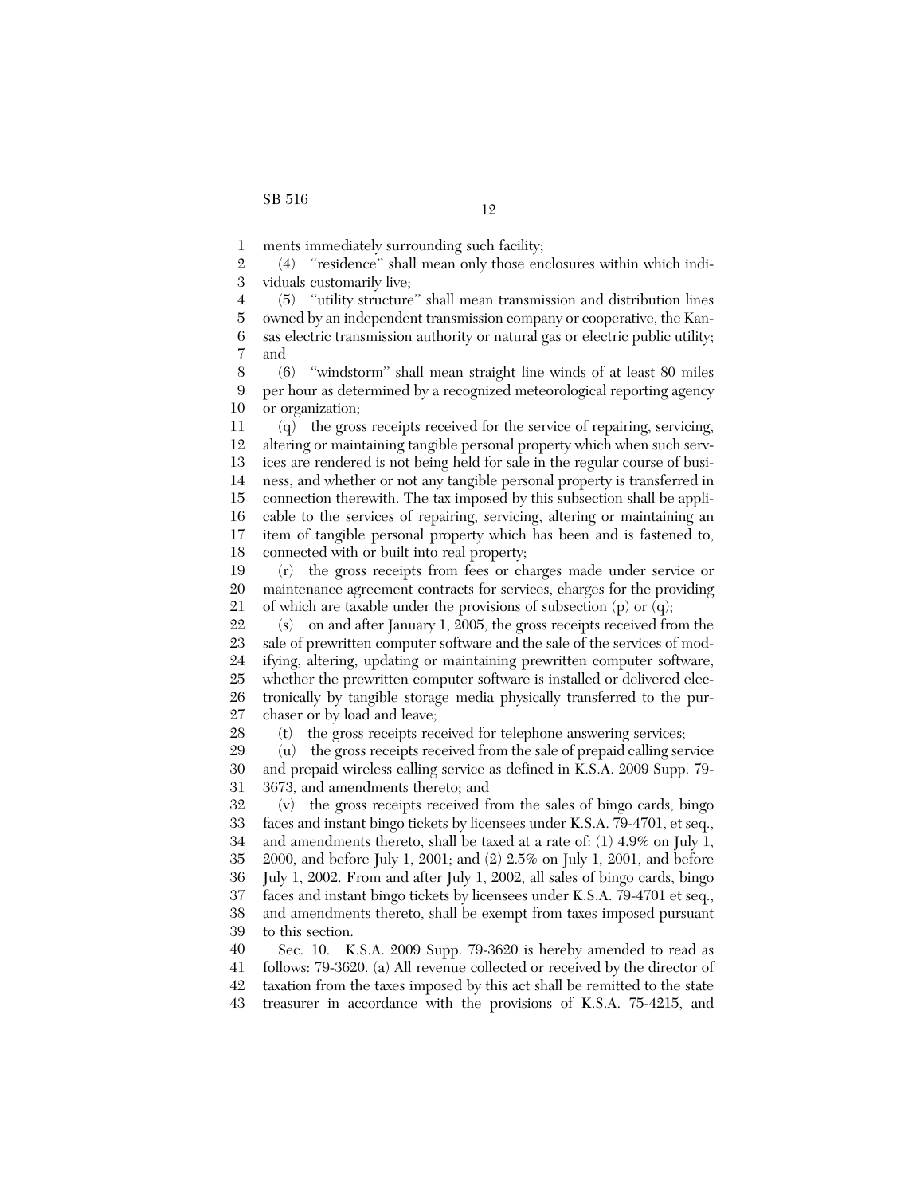ments immediately surrounding such facility;

(4) "residence" shall mean only those enclosures within which individuals customarily live;

(5) "utility structure" shall mean transmission and distribution lines owned by an independent transmission company or cooperative, the Kansas electric transmission authority or natural gas or electric public utility; and

(6) "windstorm" shall mean straight line winds of at least 80 miles per hour as determined by a recognized meteorological reporting agency or organization;

(q) the gross receipts received for the service of repairing, servicing, altering or maintaining tangible personal property which when such services are rendered is not being held for sale in the regular course of business, and whether or not any tangible personal property is transferred in connection therewith. The tax imposed by this subsection shall be applicable to the services of repairing, servicing, altering or maintaining an item of tangible personal property which has been and is fastened to, connected with or built into real property;

(r) the gross receipts from fees or charges made under service or maintenance agreement contracts for services, charges for the providing of which are taxable under the provisions of subsection (p) or (q);

(s) on and after January 1, 2005, the gross receipts received from the sale of prewritten computer software and the sale of the services of modifying, altering, updating or maintaining prewritten computer software, whether the prewritten computer software is installed or delivered electronically by tangible storage media physically transferred to the purchaser or by load and leave;

(t) the gross receipts received for telephone answering services;

(u) the gross receipts received from the sale of prepaid calling service and prepaid wireless calling service as defined in K.S.A. 2009 Supp. 79-3673, and amendments thereto; and

(v) the gross receipts received from the sales of bingo cards, bingo faces and instant bingo tickets by licensees under K.S.A. 79-4701, et seq., and amendments thereto, shall be taxed at a rate of: (1) 4.9% on July 1, 2000, and before July 1, 2001; and (2) 2.5% on July 1, 2001, and before July 1, 2002. From and after July 1, 2002, all sales of bingo cards, bingo faces and instant bingo tickets by licensees under K.S.A. 79-4701 et seq., and amendments thereto, shall be exempt from taxes imposed pursuant to this section.

Sec. 10. K.S.A. 2009 Supp. 79-3620 is hereby amended to read as follows: 79-3620. (a) All revenue collected or received by the director of taxation from the taxes imposed by this act shall be remitted to the state treasurer in accordance with the provisions of K.S.A. 75-4215, and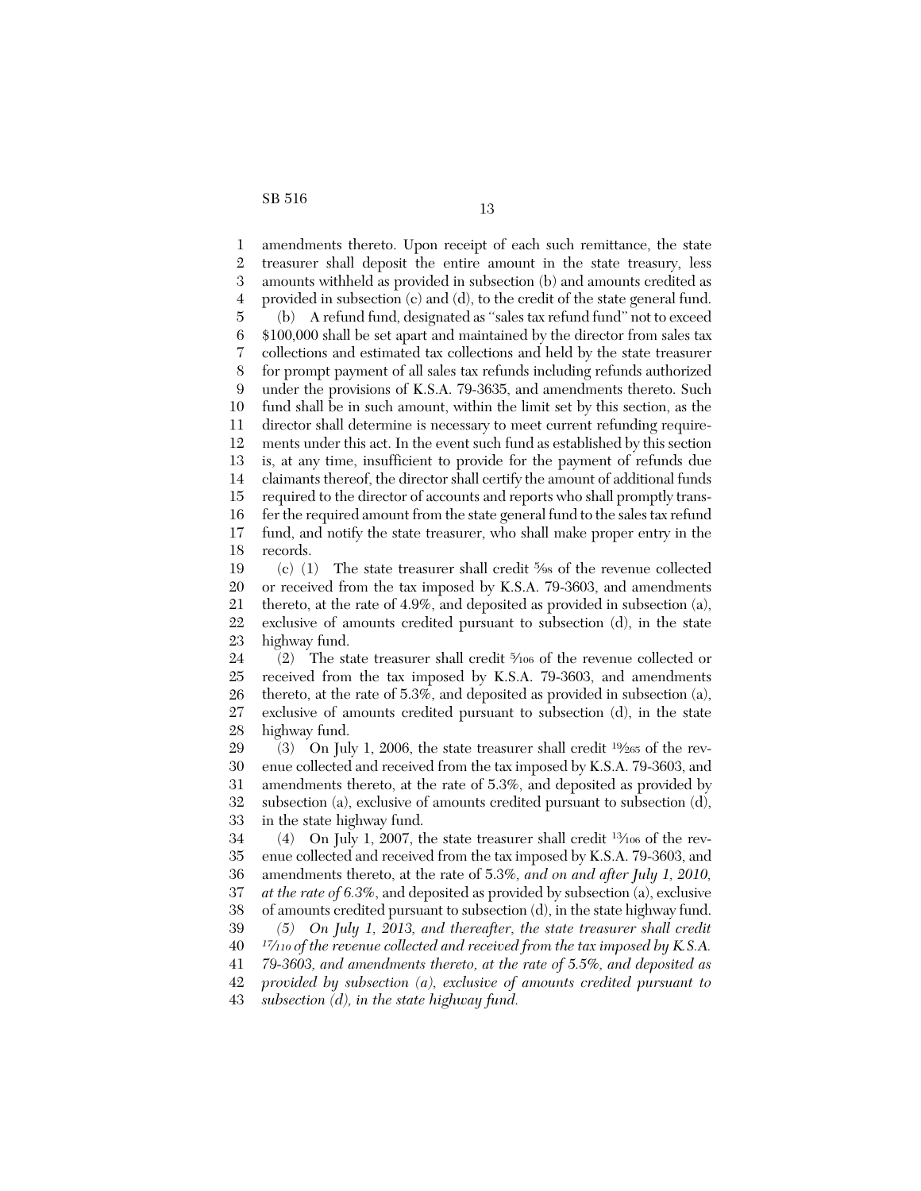amendments thereto. Upon receipt of each such remittance, the state treasurer shall deposit the entire amount in the state treasury, less amounts withheld as provided in subsection (b) and amounts credited as provided in subsection (c) and (d), to the credit of the state general fund.

(b) A refund fund, designated as "sales tax refund fund" not to exceed $100,000 shall be set apart and maintained by the director from sales tax collections and estimated tax collections and held by the state treasurer for prompt payment of all sales tax refunds including refunds authorized under the provisions of K.S.A. 79-3635, and amendments thereto. Such fund shall be in such amount, within the limit set by this section, as the director shall determine is necessary to meet current refunding requirements under this act. In the event such fund as established by this section is, at any time, insufficient to provide for the payment of refunds due claimants thereof, the director shall certify the amount of additional funds required to the director of accounts and reports who shall promptly transfer the required amount from the state general fund to the sales tax refund fund, and notify the state treasurer, who shall make proper entry in the records.

(c) (1) The state treasurer shall credit $5/98$ of the revenue collected or received from the tax imposed by K.S.A. 79-3603, and amendments thereto, at the rate of 4.9%, and deposited as provided in subsection (a), exclusive of amounts credited pursuant to subsection (d), in the state highway fund.

(2) The state treasurer shall credit $5/106$ of the revenue collected or received from the tax imposed by K.S.A. 79-3603, and amendments thereto, at the rate of 5.3%, and deposited as provided in subsection (a), exclusive of amounts credited pursuant to subsection (d), in the state highway fund.

(3) On July 1, 2006, the state treasurer shall credit $19/265$ of the revenue collected and received from the tax imposed by K.S.A. 79-3603, and amendments thereto, at the rate of 5.3%, and deposited as provided by subsection (a), exclusive of amounts credited pursuant to subsection (d), in the state highway fund.

(4) On July 1, 2007, the state treasurer shall credit $13/106$ of the revenue collected and received from the tax imposed by K.S.A. 79-3603, and amendments thereto, at the rate of 5.3%*, and on and after July 1, 2010, at the rate of 6.3%*, and deposited as provided by subsection (a), exclusive of amounts credited pursuant to subsection (d), in the state highway fund.

*(5) On July 1, 2013, and thereafter, the state treasurer shall credit $17/110$ of the revenue collected and received from the tax imposed by K.S.A. 79-3603, and amendments thereto, at the rate of 5.5%, and deposited as provided by subsection (a), exclusive of amounts credited pursuant to subsection (d), in the state highway fund.*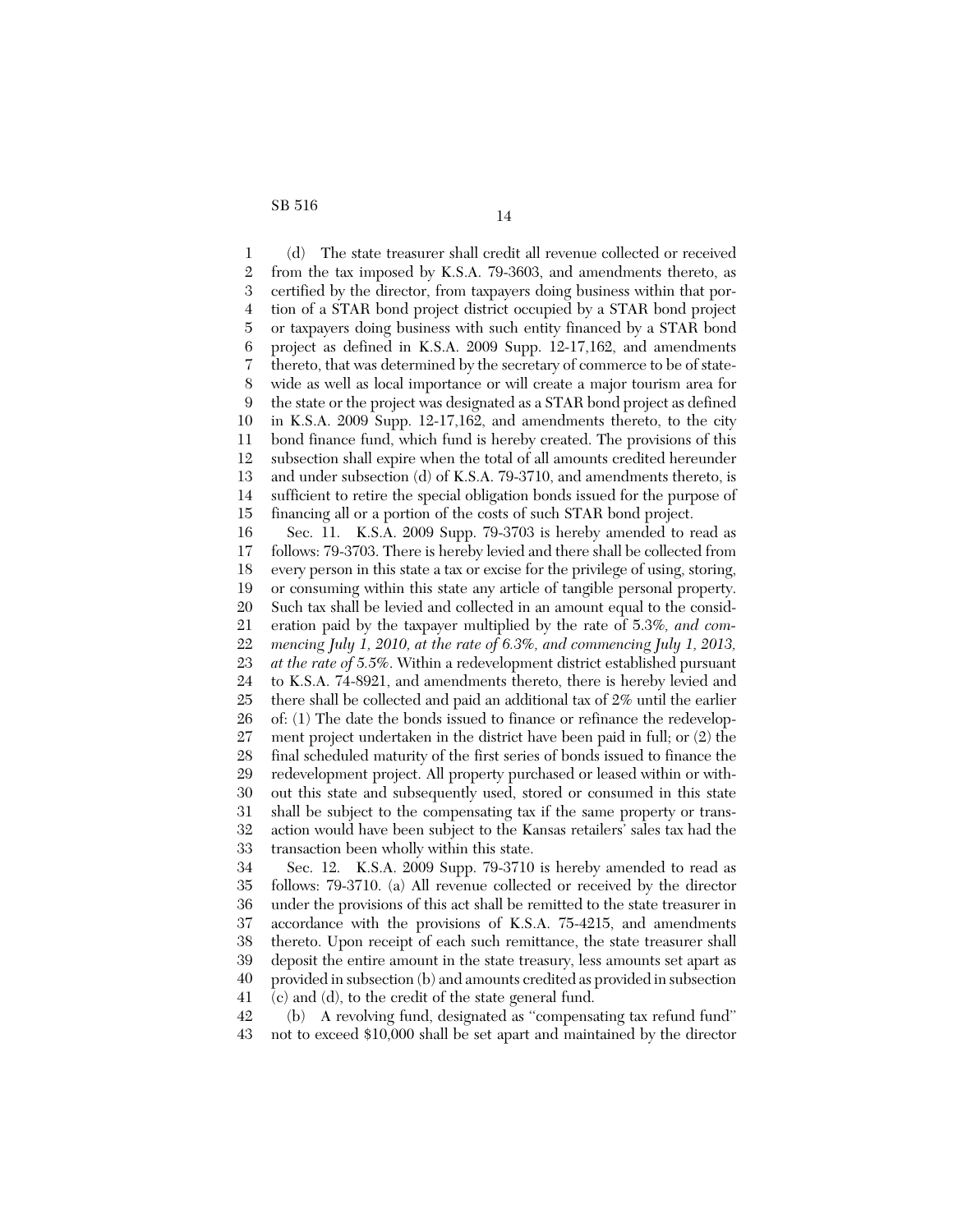(d) The state treasurer shall credit all revenue collected or received from the tax imposed by K.S.A. 79-3603, and amendments thereto, as certified by the director, from taxpayers doing business within that portion of a STAR bond project district occupied by a STAR bond project or taxpayers doing business with such entity financed by a STAR bond project as defined in K.S.A. 2009 Supp. 12-17,162, and amendments thereto, that was determined by the secretary of commerce to be of statewide as well as local importance or will create a major tourism area for the state or the project was designated as a STAR bond project as defined in K.S.A. 2009 Supp. 12-17,162, and amendments thereto, to the city bond finance fund, which fund is hereby created. The provisions of this subsection shall expire when the total of all amounts credited hereunder and under subsection (d) of K.S.A. 79-3710, and amendments thereto, is sufficient to retire the special obligation bonds issued for the purpose of financing all or a portion of the costs of such STAR bond project.

Sec. 11. K.S.A. 2009 Supp. 79-3703 is hereby amended to read as follows: 79-3703. There is hereby levied and there shall be collected from every person in this state a tax or excise for the privilege of using, storing, or consuming within this state any article of tangible personal property. Such tax shall be levied and collected in an amount equal to the consideration paid by the taxpayer multiplied by the rate of 5.3%*, and commencing July 1, 2010, at the rate of 6.3%, and commencing July 1, 2013, at the rate of 5.5%*. Within a redevelopment district established pursuant to K.S.A. 74-8921, and amendments thereto, there is hereby levied and there shall be collected and paid an additional tax of 2% until the earlier of: (1) The date the bonds issued to finance or refinance the redevelopment project undertaken in the district have been paid in full; or (2) the final scheduled maturity of the first series of bonds issued to finance the redevelopment project. All property purchased or leased within or without this state and subsequently used, stored or consumed in this state shall be subject to the compensating tax if the same property or transaction would have been subject to the Kansas retailers' sales tax had the transaction been wholly within this state.

Sec. 12. K.S.A. 2009 Supp. 79-3710 is hereby amended to read as follows: 79-3710. (a) All revenue collected or received by the director under the provisions of this act shall be remitted to the state treasurer in accordance with the provisions of K.S.A. 75-4215, and amendments thereto. Upon receipt of each such remittance, the state treasurer shall deposit the entire amount in the state treasury, less amounts set apart as provided in subsection (b) and amounts credited as provided in subsection (c) and (d), to the credit of the state general fund.

(b) A revolving fund, designated as "compensating tax refund fund" not to exceed $10,000 shall be set apart and maintained by the director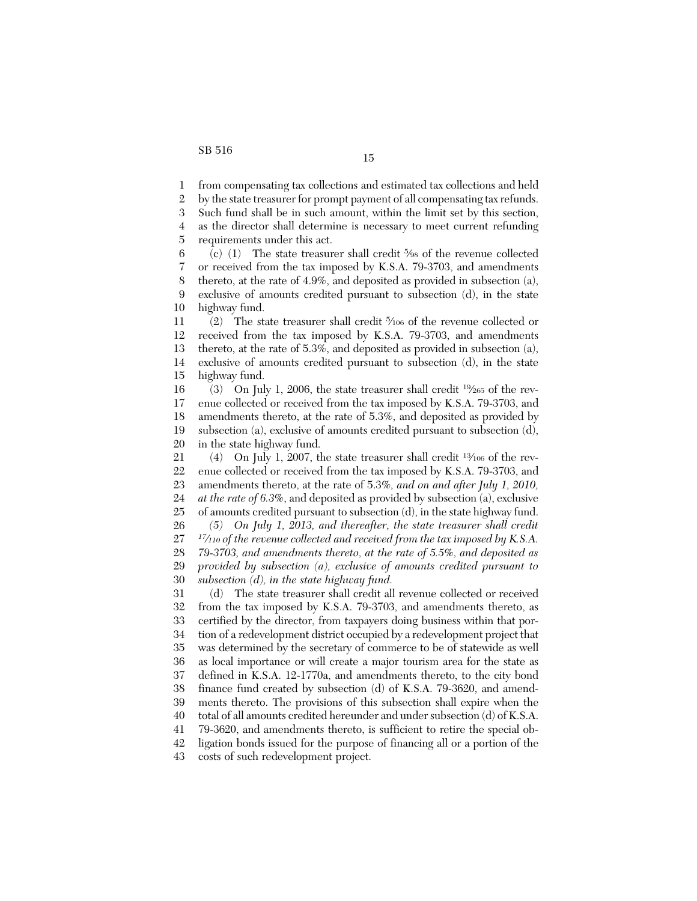from compensating tax collections and estimated tax collections and held by the state treasurer for prompt payment of all compensating tax refunds. Such fund shall be in such amount, within the limit set by this section, as the director shall determine is necessary to meet current refunding requirements under this act.

(c) (1) The state treasurer shall credit 5⁄98 of the revenue collected or received from the tax imposed by K.S.A. 79-3703, and amendments thereto, at the rate of 4.9%, and deposited as provided in subsection (a), exclusive of amounts credited pursuant to subsection (d), in the state highway fund.

(2) The state treasurer shall credit 5⁄106 of the revenue collected or received from the tax imposed by K.S.A. 79-3703, and amendments thereto, at the rate of 5.3%, and deposited as provided in subsection (a), exclusive of amounts credited pursuant to subsection (d), in the state highway fund.

(3) On July 1, 2006, the state treasurer shall credit 19⁄265 of the revenue collected or received from the tax imposed by K.S.A. 79-3703, and amendments thereto, at the rate of 5.3%, and deposited as provided by subsection (a), exclusive of amounts credited pursuant to subsection (d), in the state highway fund.

(4) On July 1, 2007, the state treasurer shall credit 13⁄106 of the revenue collected or received from the tax imposed by K.S.A. 79-3703, and amendments thereto, at the rate of 5.3%, *and on and after July 1, 2010, at the rate of 6.3%*, and deposited as provided by subsection (a), exclusive of amounts credited pursuant to subsection (d), in the state highway fund.

*(5) On July 1, 2013, and thereafter, the state treasurer shall credit 17⁄110 of the revenue collected and received from the tax imposed by K.S.A. 79-3703, and amendments thereto, at the rate of 5.5%, and deposited as provided by subsection (a), exclusive of amounts credited pursuant to subsection (d), in the state highway fund.*

(d) The state treasurer shall credit all revenue collected or received from the tax imposed by K.S.A. 79-3703, and amendments thereto, as certified by the director, from taxpayers doing business within that portion of a redevelopment district occupied by a redevelopment project that was determined by the secretary of commerce to be of statewide as well as local importance or will create a major tourism area for the state as defined in K.S.A. 12-1770a, and amendments thereto, to the city bond finance fund created by subsection (d) of K.S.A. 79-3620, and amendments thereto. The provisions of this subsection shall expire when the total of all amounts credited hereunder and under subsection (d) of K.S.A. 79-3620, and amendments thereto, is sufficient to retire the special obligation bonds issued for the purpose of financing all or a portion of the costs of such redevelopment project.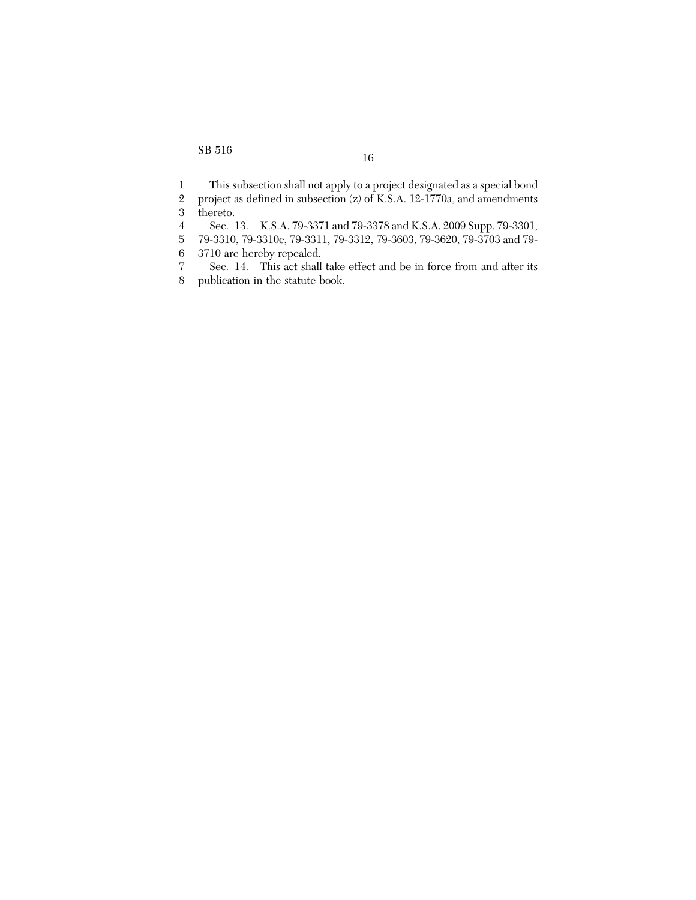This subsection shall not apply to a project designated as a special bond project as defined in subsection (z) of K.S.A. 12-1770a, and amendments thereto.

Sec. 13. K.S.A. 79-3371 and 79-3378 and K.S.A. 2009 Supp. 79-3301, 79-3310, 79-3310c, 79-3311, 79-3312, 79-3603, 79-3620, 79-3703 and 79-3710 are hereby repealed.

Sec. 14. This act shall take effect and be in force from and after its publication in the statute book.